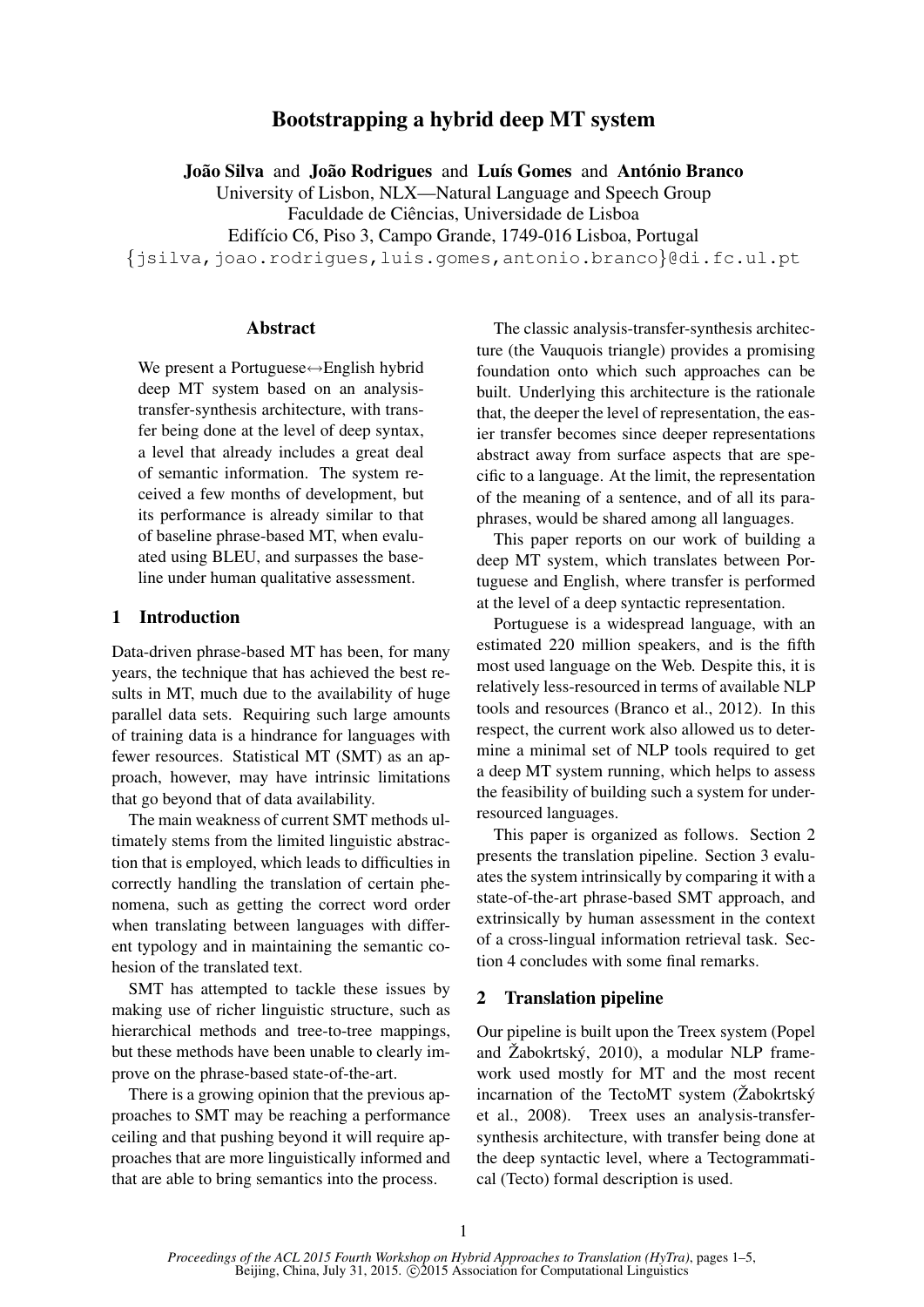# Bootstrapping a hybrid deep MT system

**João Silva** and **João Rodrigues** and **Luís Gomes** and **António Branco**
University of Lisbon, NLX—Natural Language and Speech Group
Faculdade de Ciências, Universidade de Lisboa
Edifício C6, Piso 3, Campo Grande, 1749-016 Lisboa, Portugal
{jsilva,joao.rodrigues,luis.gomes,antonio.branco}@di.fc.ul.pt

## Abstract

We present a Portuguese↔English hybrid deep MT system based on an analysis-transfer-synthesis architecture, with transfer being done at the level of deep syntax, a level that already includes a great deal of semantic information. The system received a few months of development, but its performance is already similar to that of baseline phrase-based MT, when evaluated using BLEU, and surpasses the baseline under human qualitative assessment.

## 1 Introduction

Data-driven phrase-based MT has been, for many years, the technique that has achieved the best results in MT, much due to the availability of huge parallel data sets. Requiring such large amounts of training data is a hindrance for languages with fewer resources. Statistical MT (SMT) as an approach, however, may have intrinsic limitations that go beyond that of data availability.

The main weakness of current SMT methods ultimately stems from the limited linguistic abstraction that is employed, which leads to difficulties in correctly handling the translation of certain phenomena, such as getting the correct word order when translating between languages with different typology and in maintaining the semantic cohesion of the translated text.

SMT has attempted to tackle these issues by making use of richer linguistic structure, such as hierarchical methods and tree-to-tree mappings, but these methods have been unable to clearly improve on the phrase-based state-of-the-art.

There is a growing opinion that the previous approaches to SMT may be reaching a performance ceiling and that pushing beyond it will require approaches that are more linguistically informed and that are able to bring semantics into the process.

The classic analysis-transfer-synthesis architecture (the Vauquois triangle) provides a promising foundation onto which such approaches can be built. Underlying this architecture is the rationale that, the deeper the level of representation, the easier transfer becomes since deeper representations abstract away from surface aspects that are specific to a language. At the limit, the representation of the meaning of a sentence, and of all its paraphrases, would be shared among all languages.

This paper reports on our work of building a deep MT system, which translates between Portuguese and English, where transfer is performed at the level of a deep syntactic representation.

Portuguese is a widespread language, with an estimated 220 million speakers, and is the fifth most used language on the Web. Despite this, it is relatively less-resourced in terms of available NLP tools and resources (Branco et al., 2012). In this respect, the current work also allowed us to determine a minimal set of NLP tools required to get a deep MT system running, which helps to assess the feasibility of building such a system for under-resourced languages.

This paper is organized as follows. Section 2 presents the translation pipeline. Section 3 evaluates the system intrinsically by comparing it with a state-of-the-art phrase-based SMT approach, and extrinsically by human assessment in the context of a cross-lingual information retrieval task. Section 4 concludes with some final remarks.

## 2 Translation pipeline

Our pipeline is built upon the Treex system (Popel and Žabokrtský, 2010), a modular NLP framework used mostly for MT and the most recent incarnation of the TectoMT system (Žabokrtský et al., 2008). Treex uses an analysis-transfer-synthesis architecture, with transfer being done at the deep syntactic level, where a Tectogrammatical (Tecto) formal description is used.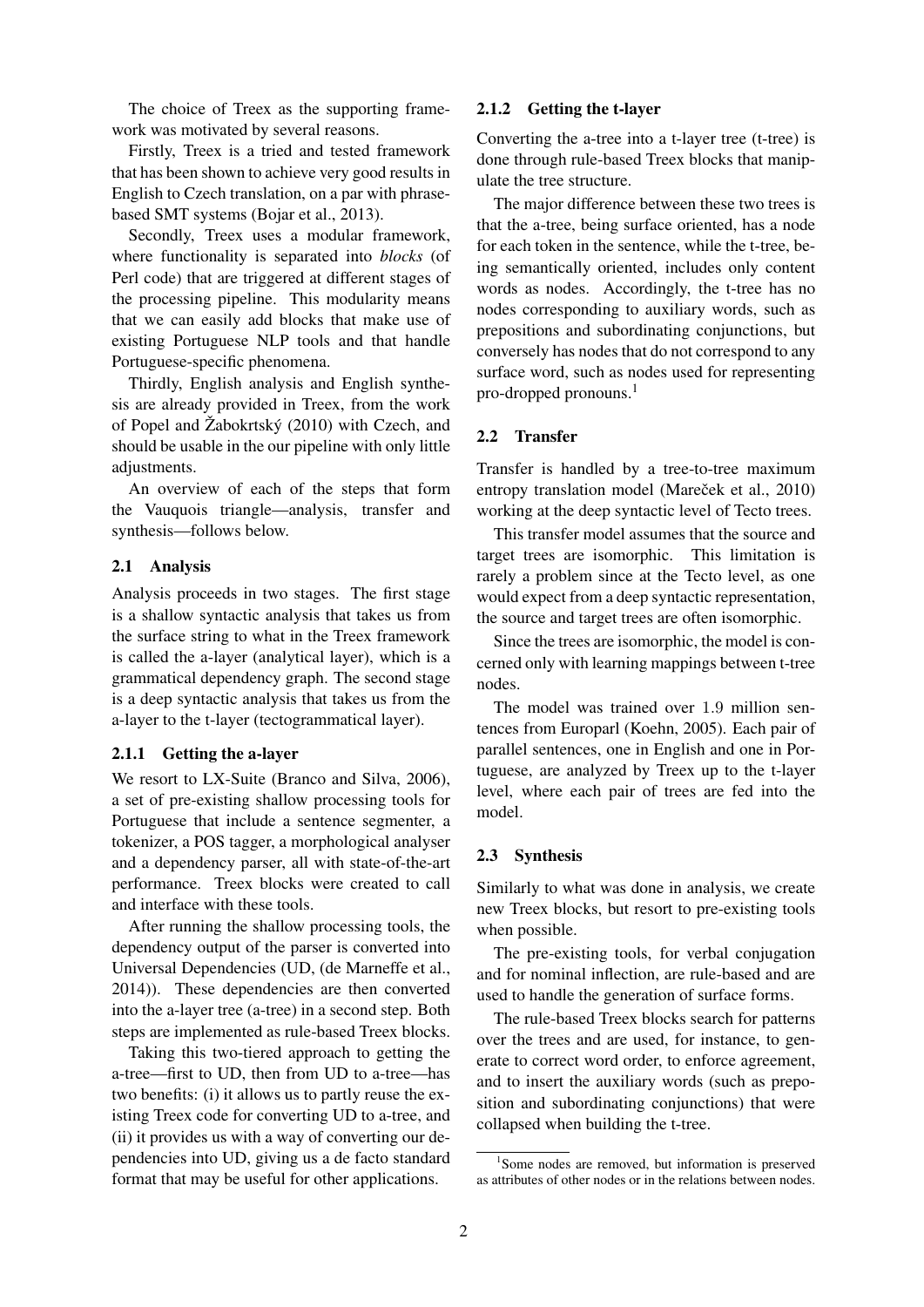The choice of Treex as the supporting framework was motivated by several reasons.

Firstly, Treex is a tried and tested framework that has been shown to achieve very good results in English to Czech translation, on a par with phrase-based SMT systems (Bojar et al., 2013).

Secondly, Treex uses a modular framework, where functionality is separated into *blocks* (of Perl code) that are triggered at different stages of the processing pipeline. This modularity means that we can easily add blocks that make use of existing Portuguese NLP tools and that handle Portuguese-specific phenomena.

Thirdly, English analysis and English synthesis are already provided in Treex, from the work of Popel and Žabokrtský (2010) with Czech, and should be usable in the our pipeline with only little adjustments.

An overview of each of the steps that form the Vauquois triangle—analysis, transfer and synthesis—follows below.

## 2.1 Analysis

Analysis proceeds in two stages. The first stage is a shallow syntactic analysis that takes us from the surface string to what in the Treex framework is called the a-layer (analytical layer), which is a grammatical dependency graph. The second stage is a deep syntactic analysis that takes us from the a-layer to the t-layer (tectogrammatical layer).

### 2.1.1 Getting the a-layer

We resort to LX-Suite (Branco and Silva, 2006), a set of pre-existing shallow processing tools for Portuguese that include a sentence segmenter, a tokenizer, a POS tagger, a morphological analyser and a dependency parser, all with state-of-the-art performance. Treex blocks were created to call and interface with these tools.

After running the shallow processing tools, the dependency output of the parser is converted into Universal Dependencies (UD, (de Marneffe et al., 2014)). These dependencies are then converted into the a-layer tree (a-tree) in a second step. Both steps are implemented as rule-based Treex blocks.

Taking this two-tiered approach to getting the a-tree—first to UD, then from UD to a-tree—has two benefits: (i) it allows us to partly reuse the existing Treex code for converting UD to a-tree, and (ii) it provides us with a way of converting our dependencies into UD, giving us a de facto standard format that may be useful for other applications.

### 2.1.2 Getting the t-layer

Converting the a-tree into a t-layer tree (t-tree) is done through rule-based Treex blocks that manipulate the tree structure.

The major difference between these two trees is that the a-tree, being surface oriented, has a node for each token in the sentence, while the t-tree, being semantically oriented, includes only content words as nodes. Accordingly, the t-tree has no nodes corresponding to auxiliary words, such as prepositions and subordinating conjunctions, but conversely has nodes that do not correspond to any surface word, such as nodes used for representing pro-dropped pronouns.[1]

## 2.2 Transfer

Transfer is handled by a tree-to-tree maximum entropy translation model (Mareček et al., 2010) working at the deep syntactic level of Tecto trees.

This transfer model assumes that the source and target trees are isomorphic. This limitation is rarely a problem since at the Tecto level, as one would expect from a deep syntactic representation, the source and target trees are often isomorphic.

Since the trees are isomorphic, the model is concerned only with learning mappings between t-tree nodes.

The model was trained over 1.9 million sentences from Europarl (Koehn, 2005). Each pair of parallel sentences, one in English and one in Portuguese, are analyzed by Treex up to the t-layer level, where each pair of trees are fed into the model.

## 2.3 Synthesis

Similarly to what was done in analysis, we create new Treex blocks, but resort to pre-existing tools when possible.

The pre-existing tools, for verbal conjugation and for nominal inflection, are rule-based and are used to handle the generation of surface forms.

The rule-based Treex blocks search for patterns over the trees and are used, for instance, to generate to correct word order, to enforce agreement, and to insert the auxiliary words (such as preposition and subordinating conjunctions) that were collapsed when building the t-tree.

[1] Some nodes are removed, but information is preserved as attributes of other nodes or in the relations between nodes.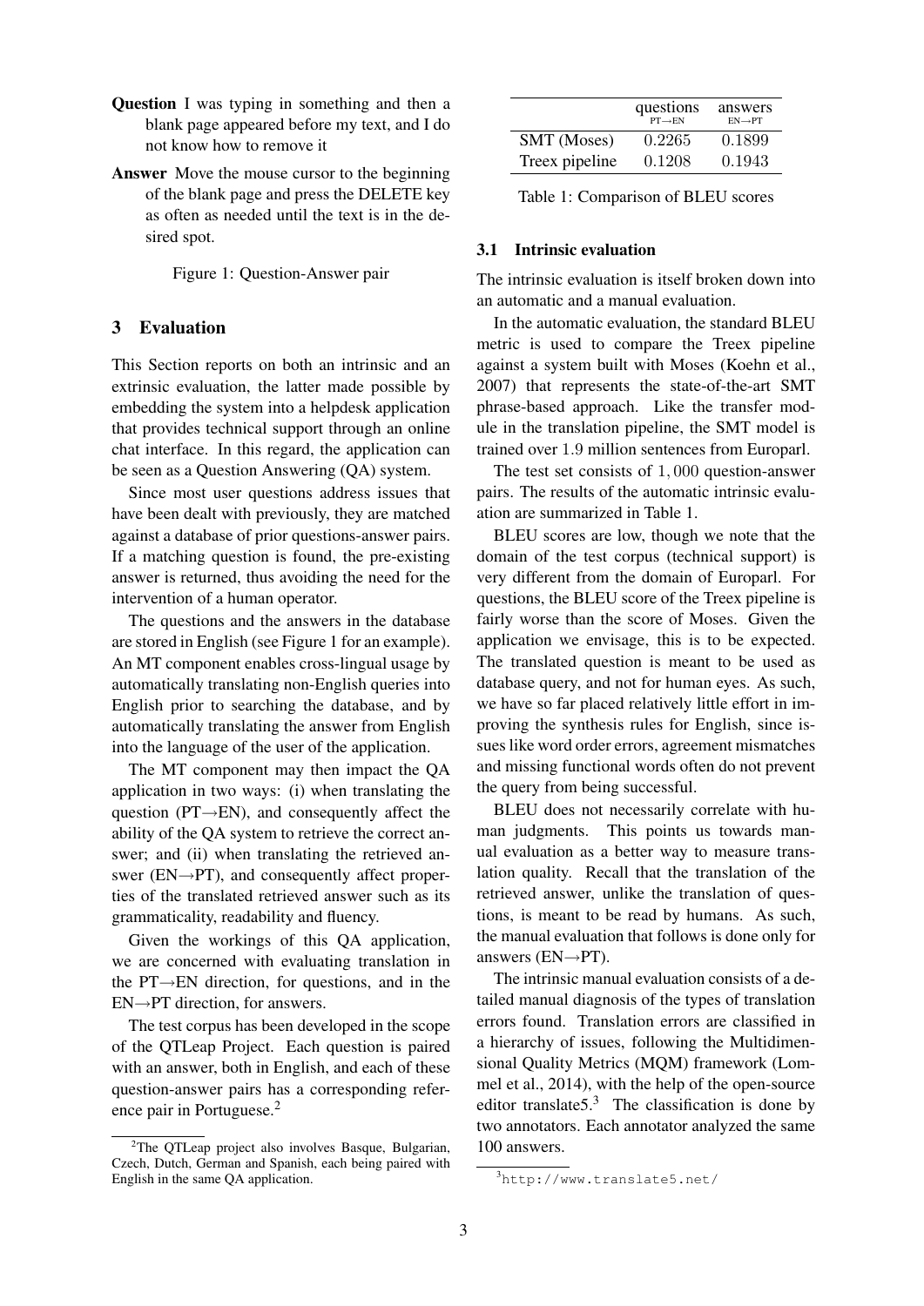**Question** I was typing in something and then a blank page appeared before my text, and I do not know how to remove it

**Answer** Move the mouse cursor to the beginning of the blank page and press the DELETE key as often as needed until the text is in the desired spot.

Figure 1: Question-Answer pair

## 3 Evaluation

This Section reports on both an intrinsic and an extrinsic evaluation, the latter made possible by embedding the system into a helpdesk application that provides technical support through an online chat interface. In this regard, the application can be seen as a Question Answering (QA) system.

Since most user questions address issues that have been dealt with previously, they are matched against a database of prior questions-answer pairs. If a matching question is found, the pre-existing answer is returned, thus avoiding the need for the intervention of a human operator.

The questions and the answers in the database are stored in English (see Figure 1 for an example). An MT component enables cross-lingual usage by automatically translating non-English queries into English prior to searching the database, and by automatically translating the answer from English into the language of the user of the application.

The MT component may then impact the QA application in two ways: (i) when translating the question (PT→EN), and consequently affect the ability of the QA system to retrieve the correct answer; and (ii) when translating the retrieved answer (EN→PT), and consequently affect properties of the translated retrieved answer such as its grammaticality, readability and fluency.

Given the workings of this QA application, we are concerned with evaluating translation in the PT→EN direction, for questions, and in the EN→PT direction, for answers.

The test corpus has been developed in the scope of the QTLeap Project. Each question is paired with an answer, both in English, and each of these question-answer pairs has a corresponding reference pair in Portuguese.[2]

[2]The QTLeap project also involves Basque, Bulgarian, Czech, Dutch, German and Spanish, each being paired with English in the same QA application.

| | questions PT→EN | answers EN→PT |
|---|---|---|
| SMT (Moses) | 0.2265 | 0.1899 |
| Treex pipeline | 0.1208 | 0.1943 |

Table 1: Comparison of BLEU scores

### 3.1 Intrinsic evaluation

The intrinsic evaluation is itself broken down into an automatic and a manual evaluation.

In the automatic evaluation, the standard BLEU metric is used to compare the Treex pipeline against a system built with Moses (Koehn et al., 2007) that represents the state-of-the-art SMT phrase-based approach. Like the transfer module in the translation pipeline, the SMT model is trained over 1.9 million sentences from Europarl.

The test set consists of 1,000 question-answer pairs. The results of the automatic intrinsic evaluation are summarized in Table 1.

BLEU scores are low, though we note that the domain of the test corpus (technical support) is very different from the domain of Europarl. For questions, the BLEU score of the Treex pipeline is fairly worse than the score of Moses. Given the application we envisage, this is to be expected. The translated question is meant to be used as database query, and not for human eyes. As such, we have so far placed relatively little effort in improving the synthesis rules for English, since issues like word order errors, agreement mismatches and missing functional words often do not prevent the query from being successful.

BLEU does not necessarily correlate with human judgments. This points us towards manual evaluation as a better way to measure translation quality. Recall that the translation of the retrieved answer, unlike the translation of questions, is meant to be read by humans. As such, the manual evaluation that follows is done only for answers (EN→PT).

The intrinsic manual evaluation consists of a detailed manual diagnosis of the types of translation errors found. Translation errors are classified in a hierarchy of issues, following the Multidimensional Quality Metrics (MQM) framework (Lommel et al., 2014), with the help of the open-source editor translate5.[3] The classification is done by two annotators. Each annotator analyzed the same 100 answers.

[3]http://www.translate5.net/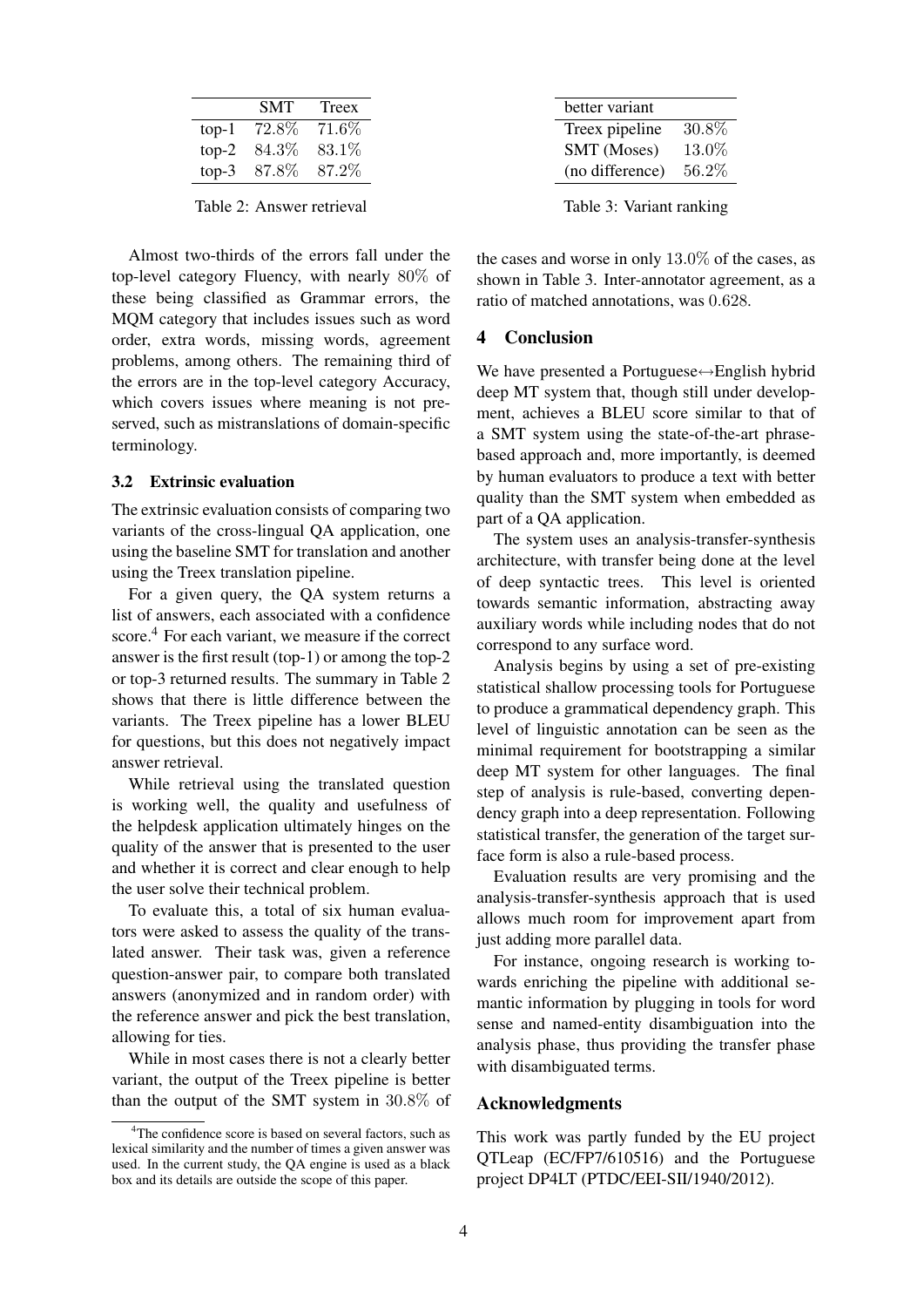| | SMT | Treex |
|---|---|---|
| top-1 | 72.8% | 71.6% |
| top-2 | 84.3% | 83.1% |
| top-3 | 87.8% | 87.2% |

Table 2: Answer retrieval

| better variant | |
|---|---|
| Treex pipeline | 30.8% |
| SMT (Moses) | 13.0% |
| (no difference) | 56.2% |

Table 3: Variant ranking

Almost two-thirds of the errors fall under the top-level category Fluency, with nearly 80% of these being classified as Grammar errors, the MQM category that includes issues such as word order, extra words, missing words, agreement problems, among others. The remaining third of the errors are in the top-level category Accuracy, which covers issues where meaning is not preserved, such as mistranslations of domain-specific terminology.

### 3.2 Extrinsic evaluation

The extrinsic evaluation consists of comparing two variants of the cross-lingual QA application, one using the baseline SMT for translation and another using the Treex translation pipeline.

For a given query, the QA system returns a list of answers, each associated with a confidence score.[4] For each variant, we measure if the correct answer is the first result (top-1) or among the top-2 or top-3 returned results. The summary in Table 2 shows that there is little difference between the variants. The Treex pipeline has a lower BLEU for questions, but this does not negatively impact answer retrieval.

While retrieval using the translated question is working well, the quality and usefulness of the helpdesk application ultimately hinges on the quality of the answer that is presented to the user and whether it is correct and clear enough to help the user solve their technical problem.

To evaluate this, a total of six human evaluators were asked to assess the quality of the translated answer. Their task was, given a reference question-answer pair, to compare both translated answers (anonymized and in random order) with the reference answer and pick the best translation, allowing for ties.

While in most cases there is not a clearly better variant, the output of the Treex pipeline is better than the output of the SMT system in 30.8% of the cases and worse in only 13.0% of the cases, as shown in Table 3. Inter-annotator agreement, as a ratio of matched annotations, was 0.628.

## 4 Conclusion

We have presented a Portuguese↔English hybrid deep MT system that, though still under development, achieves a BLEU score similar to that of a SMT system using the state-of-the-art phrase-based approach and, more importantly, is deemed by human evaluators to produce a text with better quality than the SMT system when embedded as part of a QA application.

The system uses an analysis-transfer-synthesis architecture, with transfer being done at the level of deep syntactic trees. This level is oriented towards semantic information, abstracting away auxiliary words while including nodes that do not correspond to any surface word.

Analysis begins by using a set of pre-existing statistical shallow processing tools for Portuguese to produce a grammatical dependency graph. This level of linguistic annotation can be seen as the minimal requirement for bootstrapping a similar deep MT system for other languages. The final step of analysis is rule-based, converting dependency graph into a deep representation. Following statistical transfer, the generation of the target surface form is also a rule-based process.

Evaluation results are very promising and the analysis-transfer-synthesis approach that is used allows much room for improvement apart from just adding more parallel data.

For instance, ongoing research is working towards enriching the pipeline with additional semantic information by plugging in tools for word sense and named-entity disambiguation into the analysis phase, thus providing the transfer phase with disambiguated terms.

## Acknowledgments

This work was partly funded by the EU project QTLeap (EC/FP7/610516) and the Portuguese project DP4LT (PTDC/EEI-SII/1940/2012).

[4] The confidence score is based on several factors, such as lexical similarity and the number of times a given answer was used. In the current study, the QA engine is used as a black box and its details are outside the scope of this paper.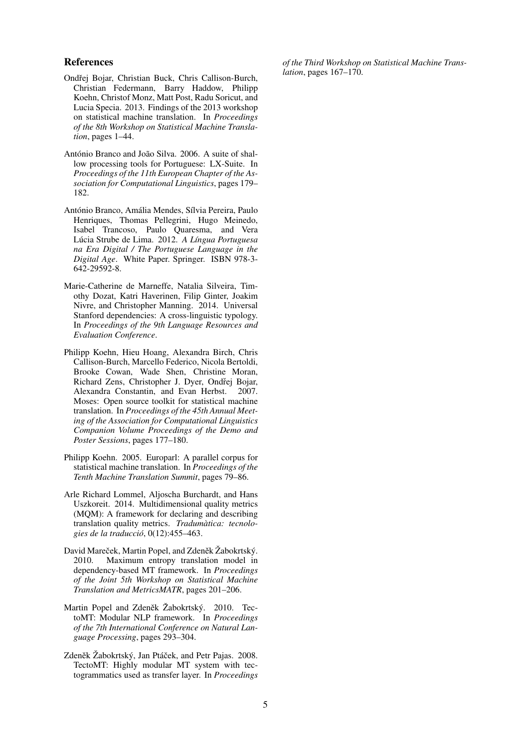## References

Ondřej Bojar, Christian Buck, Chris Callison-Burch, Christian Federmann, Barry Haddow, Philipp Koehn, Christof Monz, Matt Post, Radu Soricut, and Lucia Specia. 2013. Findings of the 2013 workshop on statistical machine translation. In *Proceedings of the 8th Workshop on Statistical Machine Translation*, pages 1–44.

António Branco and João Silva. 2006. A suite of shallow processing tools for Portuguese: LX-Suite. In *Proceedings of the 11th European Chapter of the Association for Computational Linguistics*, pages 179–182.

António Branco, Amália Mendes, Sílvia Pereira, Paulo Henriques, Thomas Pellegrini, Hugo Meinedo, Isabel Trancoso, Paulo Quaresma, and Vera Lúcia Strube de Lima. 2012. *A Língua Portuguesa na Era Digital / The Portuguese Language in the Digital Age*. White Paper. Springer. ISBN 978-3-642-29592-8.

Marie-Catherine de Marneffe, Natalia Silveira, Timothy Dozat, Katri Haverinen, Filip Ginter, Joakim Nivre, and Christopher Manning. 2014. Universal Stanford dependencies: A cross-linguistic typology. In *Proceedings of the 9th Language Resources and Evaluation Conference*.

Philipp Koehn, Hieu Hoang, Alexandra Birch, Chris Callison-Burch, Marcello Federico, Nicola Bertoldi, Brooke Cowan, Wade Shen, Christine Moran, Richard Zens, Christopher J. Dyer, Ondřej Bojar, Alexandra Constantin, and Evan Herbst. 2007. Moses: Open source toolkit for statistical machine translation. In *Proceedings of the 45th Annual Meeting of the Association for Computational Linguistics Companion Volume Proceedings of the Demo and Poster Sessions*, pages 177–180.

Philipp Koehn. 2005. Europarl: A parallel corpus for statistical machine translation. In *Proceedings of the Tenth Machine Translation Summit*, pages 79–86.

Arle Richard Lommel, Aljoscha Burchardt, and Hans Uszkoreit. 2014. Multidimensional quality metrics (MQM): A framework for declaring and describing translation quality metrics. *Tradumàtica: tecnologies de la traducció*, 0(12):455–463.

David Mareček, Martin Popel, and Zdeněk Žabokrtský. 2010. Maximum entropy translation model in dependency-based MT framework. In *Proceedings of the Joint 5th Workshop on Statistical Machine Translation and MetricsMATR*, pages 201–206.

Martin Popel and Zdeněk Žabokrtský. 2010. TectoMT: Modular NLP framework. In *Proceedings of the 7th International Conference on Natural Language Processing*, pages 293–304.

Zdeněk Žabokrtský, Jan Ptáček, and Petr Pajas. 2008. TectoMT: Highly modular MT system with tectogrammatics used as transfer layer. In *Proceedings of the Third Workshop on Statistical Machine Translation*, pages 167–170.